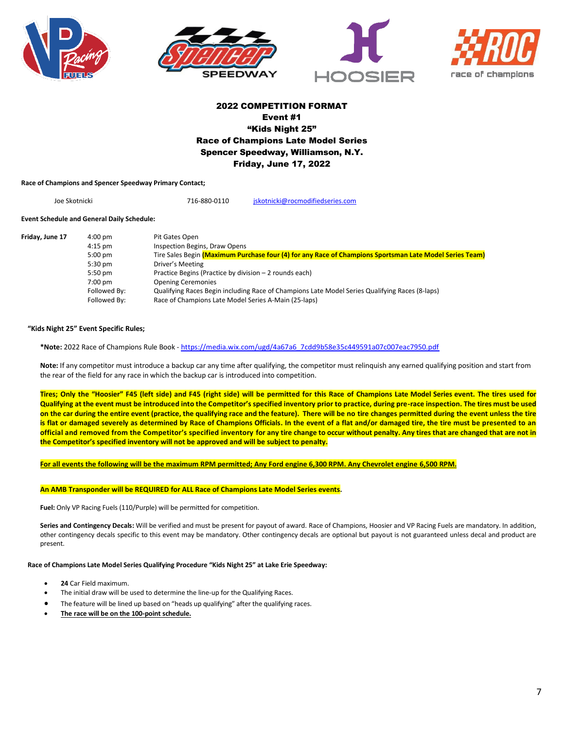# 2022 COMPETITION FORMAT
## Event #1
## "Kids Night 25"
## Race of Champions Late Model Series
## Spencer Speedway, Williamson, N.Y.
## Friday, June 17, 2022

**Race of Champions and Spencer Speedway Primary Contact;**

Joe Skotnicki 716-880-0110 jskotnicki@rocmodifiedseries.com

**Event Schedule and General Daily Schedule:**

| | | |
|---|---|---|
| **Friday, June 17** | 4:00 pm | Pit Gates Open |
| | 4:15 pm | Inspection Begins, Draw Opens |
| | 5:00 pm | Tire Sales Begin **(Maximum Purchase four (4) for any Race of Champions Sportsman Late Model Series Team)** |
| | 5:30 pm | Driver's Meeting |
| | 5:50 pm | Practice Begins (Practice by division – 2 rounds each) |
| | 7:00 pm | Opening Ceremonies |
| | Followed By: | Qualifying Races Begin including Race of Champions Late Model Series Qualifying Races (8-laps) |
| | Followed By: | Race of Champions Late Model Series A-Main (25-laps) |

**"Kids Night 25" Event Specific Rules;**

***Note:** 2022 Race of Champions Rule Book - https://media.wix.com/ugd/4a67a6_7cdd9b58e35c449591a07c007eac7950.pdf

**Note:** If any competitor must introduce a backup car any time after qualifying, the competitor must relinquish any earned qualifying position and start from the rear of the field for any race in which the backup car is introduced into competition.

**Tires; Only the "Hoosier" F45 (left side) and F45 (right side) will be permitted for this Race of Champions Late Model Series event. The tires used for Qualifying at the event must be introduced into the Competitor's specified inventory prior to practice, during pre-race inspection. The tires must be used on the car during the entire event (practice, the qualifying race and the feature). There will be no tire changes permitted during the event unless the tire is flat or damaged severely as determined by Race of Champions Officials. In the event of a flat and/or damaged tire, the tire must be presented to an official and removed from the Competitor's specified inventory for any tire change to occur without penalty. Any tires that are changed that are not in the Competitor's specified inventory will not be approved and will be subject to penalty.**

**For all events the following will be the maximum RPM permitted; Any Ford engine 6,300 RPM. Any Chevrolet engine 6,500 RPM.**

**An AMB Transponder will be REQUIRED for ALL Race of Champions Late Model Series events.**

**Fuel:** Only VP Racing Fuels (110/Purple) will be permitted for competition.

**Series and Contingency Decals:** Will be verified and must be present for payout of award. Race of Champions, Hoosier and VP Racing Fuels are mandatory. In addition, other contingency decals specific to this event may be mandatory. Other contingency decals are optional but payout is not guaranteed unless decal and product are present.

**Race of Champions Late Model Series Qualifying Procedure "Kids Night 25" at Lake Erie Speedway:**

- **24** Car Field maximum.
- The initial draw will be used to determine the line-up for the Qualifying Races.
- The feature will be lined up based on "heads up qualifying" after the qualifying races.
- **The race will be on the 100-point schedule.**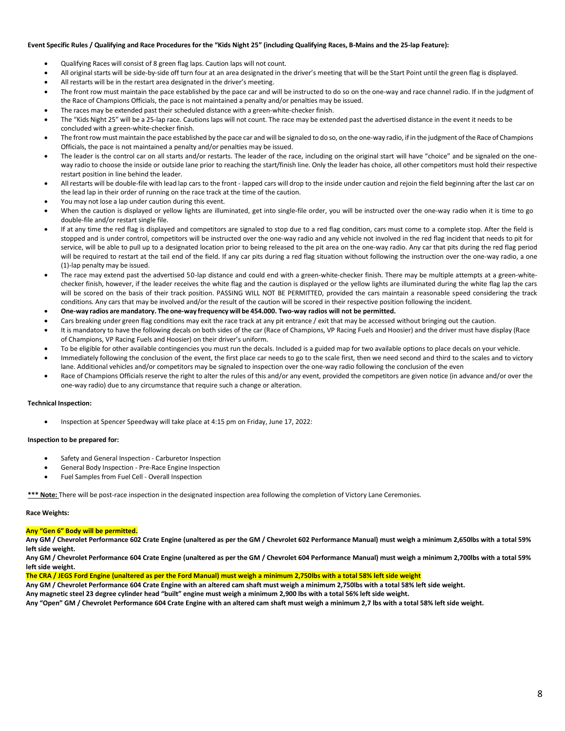**Event Specific Rules / Qualifying and Race Procedures for the "Kids Night 25" (including Qualifying Races, B-Mains and the 25-lap Feature):**

- Qualifying Races will consist of 8 green flag laps. Caution laps will not count.
- All original starts will be side-by-side off turn four at an area designated in the driver's meeting that will be the Start Point until the green flag is displayed.
- All restarts will be in the restart area designated in the driver's meeting.
- The front row must maintain the pace established by the pace car and will be instructed to do so on the one-way and race channel radio. If in the judgment of the Race of Champions Officials, the pace is not maintained a penalty and/or penalties may be issued.
- The races may be extended past their scheduled distance with a green-white-checker finish.
- The "Kids Night 25" will be a 25-lap race. Cautions laps will not count. The race may be extended past the advertised distance in the event it needs to be concluded with a green-white-checker finish.
- The front row must maintain the pace established by the pace car and will be signaled to do so, on the one-way radio, if in the judgment of the Race of Champions Officials, the pace is not maintained a penalty and/or penalties may be issued.
- The leader is the control car on all starts and/or restarts. The leader of the race, including on the original start will have "choice" and be signaled on the one-way radio to choose the inside or outside lane prior to reaching the start/finish line. Only the leader has choice, all other competitors must hold their respective restart position in line behind the leader.
- All restarts will be double-file with lead lap cars to the front - lapped cars will drop to the inside under caution and rejoin the field beginning after the last car on the lead lap in their order of running on the race track at the time of the caution.
- You may not lose a lap under caution during this event.
- When the caution is displayed or yellow lights are illuminated, get into single-file order, you will be instructed over the one-way radio when it is time to go double-file and/or restart single file.
- If at any time the red flag is displayed and competitors are signaled to stop due to a red flag condition, cars must come to a complete stop. After the field is stopped and is under control, competitors will be instructed over the one-way radio and any vehicle not involved in the red flag incident that needs to pit for service, will be able to pull up to a designated location prior to being released to the pit area on the one-way radio. Any car that pits during the red flag period will be required to restart at the tail end of the field. If any car pits during a red flag situation without following the instruction over the one-way radio, a one (1)-lap penalty may be issued.
- The race may extend past the advertised 50-lap distance and could end with a green-white-checker finish. There may be multiple attempts at a green-white-checker finish, however, if the leader receives the white flag and the caution is displayed or the yellow lights are illuminated during the white flag lap the cars will be scored on the basis of their track position. PASSING WILL NOT BE PERMITTED, provided the cars maintain a reasonable speed considering the track conditions. Any cars that may be involved and/or the result of the caution will be scored in their respective position following the incident.
- **One-way radios are mandatory. The one-way frequency will be 454.000. Two-way radios will not be permitted.**
- Cars breaking under green flag conditions may exit the race track at any pit entrance / exit that may be accessed without bringing out the caution.
- It is mandatory to have the following decals on both sides of the car (Race of Champions, VP Racing Fuels and Hoosier) and the driver must have display (Race of Champions, VP Racing Fuels and Hoosier) on their driver's uniform.
- To be eligible for other available contingencies you must run the decals. Included is a guided map for two available options to place decals on your vehicle.
- Immediately following the conclusion of the event, the first place car needs to go to the scale first, then we need second and third to the scales and to victory lane. Additional vehicles and/or competitors may be signaled to inspection over the one-way radio following the conclusion of the even
- Race of Champions Officials reserve the right to alter the rules of this and/or any event, provided the competitors are given notice (in advance and/or over the one-way radio) due to any circumstance that require such a change or alteration.

**Technical Inspection:**

- Inspection at Spencer Speedway will take place at 4:15 pm on Friday, June 17, 2022:

**Inspection to be prepared for:**

- Safety and General Inspection - Carburetor Inspection
- General Body Inspection - Pre-Race Engine Inspection
- Fuel Samples from Fuel Cell - Overall Inspection

**\*\*\* Note:** There will be post-race inspection in the designated inspection area following the completion of Victory Lane Ceremonies.

**Race Weights:**

**Any "Gen 6" Body will be permitted.**

**Any GM / Chevrolet Performance 602 Crate Engine (unaltered as per the GM / Chevrolet 602 Performance Manual) must weigh a minimum 2,650lbs with a total 59% left side weight.**

**Any GM / Chevrolet Performance 604 Crate Engine (unaltered as per the GM / Chevrolet 604 Performance Manual) must weigh a minimum 2,700lbs with a total 59% left side weight.**

**The CRA / JEGS Ford Engine (unaltered as per the Ford Manual) must weigh a minimum 2,750lbs with a total 58% left side weight**

**Any GM / Chevrolet Performance 604 Crate Engine with an altered cam shaft must weigh a minimum 2,750lbs with a total 58% left side weight.**

**Any magnetic steel 23 degree cylinder head "built" engine must weigh a minimum 2,900 lbs with a total 56% left side weight.**

**Any "Open" GM / Chevrolet Performance 604 Crate Engine with an altered cam shaft must weigh a minimum 2,7 lbs with a total 58% left side weight.**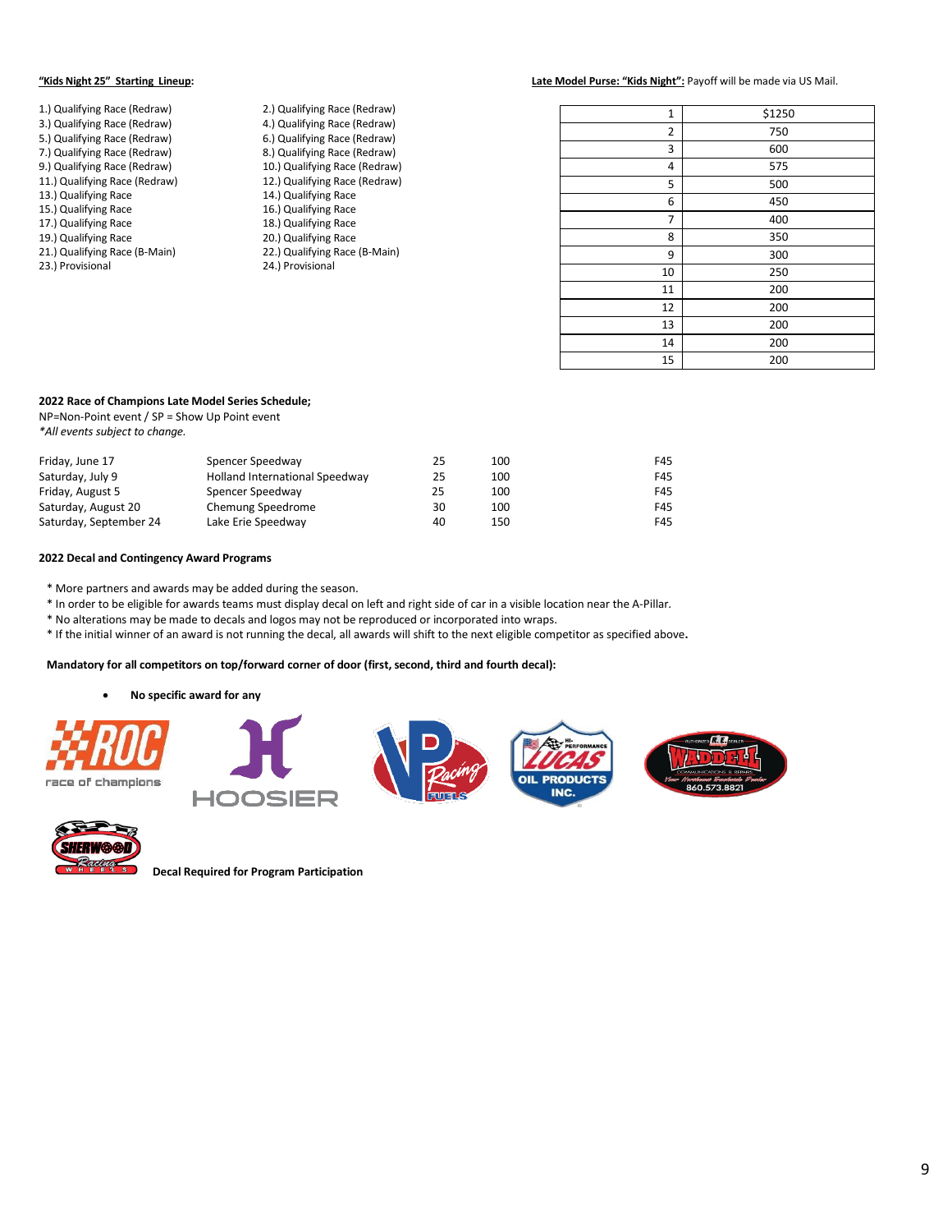**"Kids Night 25" Starting Lineup:**

1.) Qualifying Race (Redraw)
2.) Qualifying Race (Redraw)
3.) Qualifying Race (Redraw)
4.) Qualifying Race (Redraw)
5.) Qualifying Race (Redraw)
6.) Qualifying Race (Redraw)
7.) Qualifying Race (Redraw)
8.) Qualifying Race (Redraw)
9.) Qualifying Race (Redraw)
10.) Qualifying Race (Redraw)
11.) Qualifying Race (Redraw)
12.) Qualifying Race (Redraw)
13.) Qualifying Race
14.) Qualifying Race
15.) Qualifying Race
16.) Qualifying Race
17.) Qualifying Race
18.) Qualifying Race
19.) Qualifying Race
20.) Qualifying Race
21.) Qualifying Race (B-Main)
22.) Qualifying Race (B-Main)
23.) Provisional
24.) Provisional

**Late Model Purse: "Kids Night":** Payoff will be made via US Mail.

| | |
|---|---|
| 1 | $1250 |
| 2 | 750 |
| 3 | 600 |
| 4 | 575 |
| 5 | 500 |
| 6 | 450 |
| 7 | 400 |
| 8 | 350 |
| 9 | 300 |
| 10 | 250 |
| 11 | 200 |
| 12 | 200 |
| 13 | 200 |
| 14 | 200 |
| 15 | 200 |

**2022 Race of Champions Late Model Series Schedule;**

NP=Non-Point event / SP = Show Up Point event

*\*All events subject to change.*

| | | | | |
|---|---|---|---|---|
| Friday, June 17 | Spencer Speedway | 25 | 100 | F45 |
| Saturday, July 9 | Holland International Speedway | 25 | 100 | F45 |
| Friday, August 5 | Spencer Speedway | 25 | 100 | F45 |
| Saturday, August 20 | Chemung Speedrome | 30 | 100 | F45 |
| Saturday, September 24 | Lake Erie Speedway | 40 | 150 | F45 |

**2022 Decal and Contingency Award Programs**

\* More partners and awards may be added during the season.
\* In order to be eligible for awards teams must display decal on left and right side of car in a visible location near the A-Pillar.
\* No alterations may be made to decals and logos may not be reproduced or incorporated into wraps.
\* If the initial winner of an award is not running the decal, all awards will shift to the next eligible competitor as specified above.

**Mandatory for all competitors on top/forward corner of door (first, second, third and fourth decal):**

- **No specific award for any**

**Decal Required for Program Participation**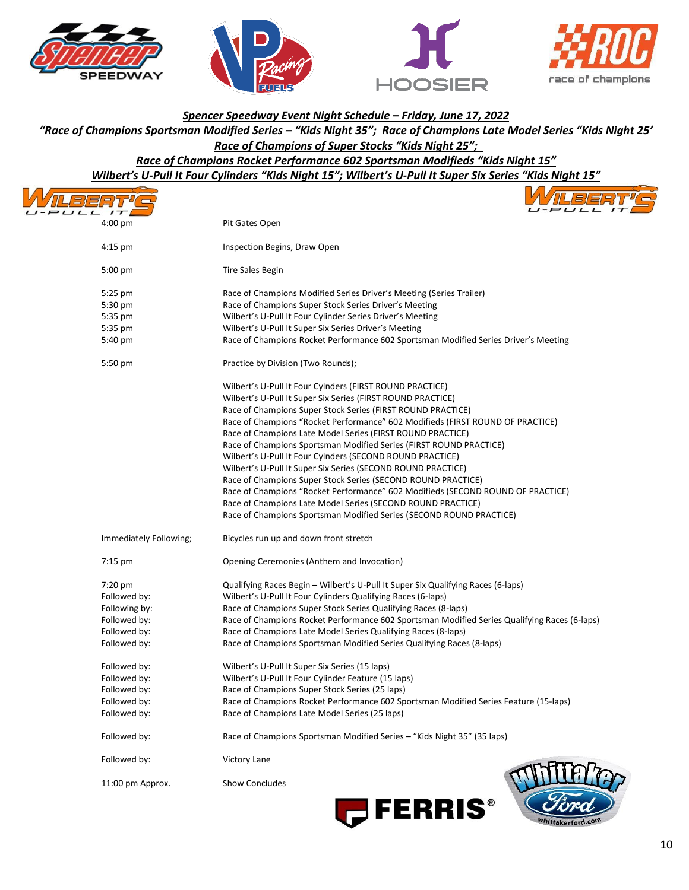**_Spencer Speedway Event Night Schedule – Friday, June 17, 2022_**

**_"Race of Champions Sportsman Modified Series – "Kids Night 35"; Race of Champions Late Model Series "Kids Night 25'_**

**_Race of Champions of Super Stocks "Kids Night 25";_**

**_Race of Champions Rocket Performance 602 Sportsman Modifieds "Kids Night 15"_**

**_Wilbert's U-Pull It Four Cylinders "Kids Night 15"; Wilbert's U-Pull It Super Six Series "Kids Night 15"_**

| | |
|---|---|
| 4:00 pm | Pit Gates Open |
| 4:15 pm | Inspection Begins, Draw Open |
| 5:00 pm | Tire Sales Begin |
| 5:25 pm | Race of Champions Modified Series Driver's Meeting (Series Trailer) |
| 5:30 pm | Race of Champions Super Stock Series Driver's Meeting |
| 5:35 pm | Wilbert's U-Pull It Four Cylinder Series Driver's Meeting |
| 5:35 pm | Wilbert's U-Pull It Super Six Series Driver's Meeting |
| 5:40 pm | Race of Champions Rocket Performance 602 Sportsman Modified Series Driver's Meeting |
| 5:50 pm | Practice by Division (Two Rounds); |
| | Wilbert's U-Pull It Four Cylnders (FIRST ROUND PRACTICE) |
| | Wilbert's U-Pull It Super Six Series (FIRST ROUND PRACTICE) |
| | Race of Champions Super Stock Series (FIRST ROUND PRACTICE) |
| | Race of Champions "Rocket Performance" 602 Modifieds (FIRST ROUND OF PRACTICE) |
| | Race of Champions Late Model Series (FIRST ROUND PRACTICE) |
| | Race of Champions Sportsman Modified Series (FIRST ROUND PRACTICE) |
| | Wilbert's U-Pull It Four Cylnders (SECOND ROUND PRACTICE) |
| | Wilbert's U-Pull It Super Six Series (SECOND ROUND PRACTICE) |
| | Race of Champions Super Stock Series (SECOND ROUND PRACTICE) |
| | Race of Champions "Rocket Performance" 602 Modifieds (SECOND ROUND OF PRACTICE) |
| | Race of Champions Late Model Series (SECOND ROUND PRACTICE) |
| | Race of Champions Sportsman Modified Series (SECOND ROUND PRACTICE) |
| Immediately Following; | Bicycles run up and down front stretch |
| 7:15 pm | Opening Ceremonies (Anthem and Invocation) |
| 7:20 pm | Qualifying Races Begin – Wilbert's U-Pull It Super Six Qualifying Races (6-laps) |
| Followed by: | Wilbert's U-Pull It Four Cylinders Qualifying Races (6-laps) |
| Following by: | Race of Champions Super Stock Series Qualifying Races (8-laps) |
| Followed by: | Race of Champions Rocket Performance 602 Sportsman Modified Series Qualifying Races (6-laps) |
| Followed by: | Race of Champions Late Model Series Qualifying Races (8-laps) |
| Followed by: | Race of Champions Sportsman Modified Series Qualifying Races (8-laps) |
| Followed by: | Wilbert's U-Pull It Super Six Series (15 laps) |
| Followed by: | Wilbert's U-Pull It Four Cylinder Feature (15 laps) |
| Followed by: | Race of Champions Super Stock Series (25 laps) |
| Followed by: | Race of Champions Rocket Performance 602 Sportsman Modified Series Feature (15-laps) |
| Followed by: | Race of Champions Late Model Series (25 laps) |
| Followed by: | Race of Champions Sportsman Modified Series – "Kids Night 35" (35 laps) |
| Followed by: | Victory Lane |
| 11:00 pm Approx. | Show Concludes |